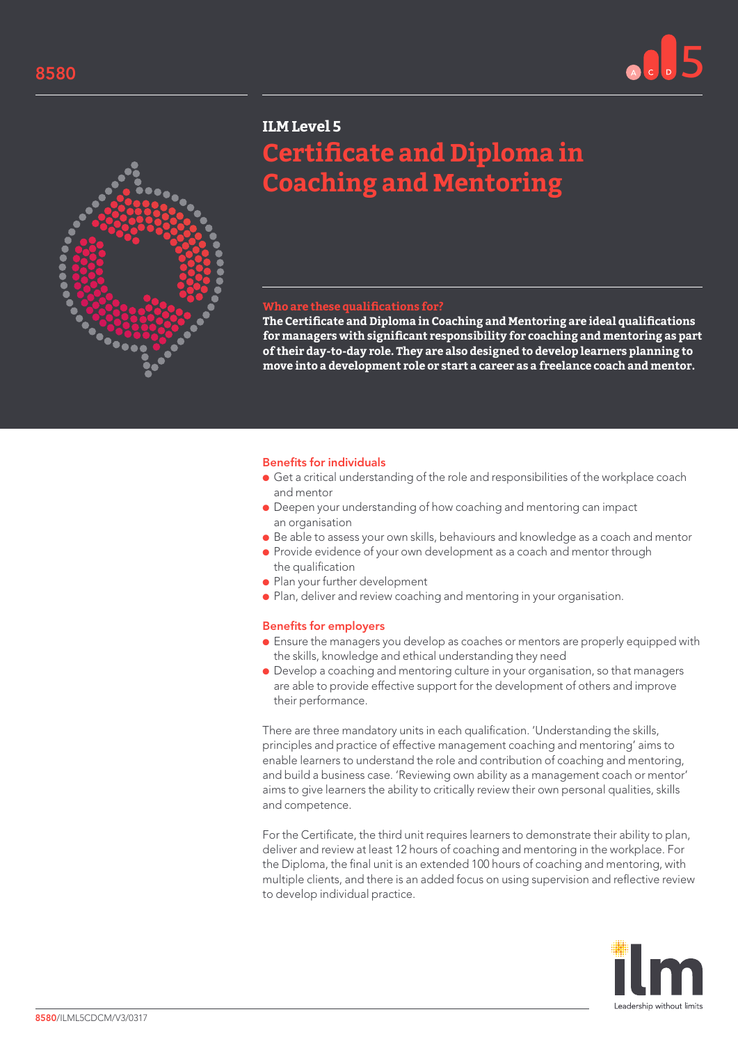8580

**ILM Level 5**

# Certificate and Diploma in Coaching and Mentoring

## Who are these qualifications for?

**The Certificate and Diploma in Coaching and Mentoring are ideal qualifications for managers with significant responsibility for coaching and mentoring as part of their day-to-day role. They are also designed to develop learners planning to move into a development role or start a career as a freelance coach and mentor.**

### Benefits for individuals

- Get a critical understanding of the role and responsibilities of the workplace coach and mentor
- Deepen your understanding of how coaching and mentoring can impact an organisation
- Be able to assess your own skills, behaviours and knowledge as a coach and mentor
- Provide evidence of your own development as a coach and mentor through the qualification
- Plan your further development
- Plan, deliver and review coaching and mentoring in your organisation.

### Benefits for employers

- Ensure the managers you develop as coaches or mentors are properly equipped with the skills, knowledge and ethical understanding they need
- Develop a coaching and mentoring culture in your organisation, so that managers are able to provide effective support for the development of others and improve their performance.

There are three mandatory units in each qualification. 'Understanding the skills, principles and practice of effective management coaching and mentoring' aims to enable learners to understand the role and contribution of coaching and mentoring, and build a business case. 'Reviewing own ability as a management coach or mentor' aims to give learners the ability to critically review their own personal qualities, skills and competence.

For the Certificate, the third unit requires learners to demonstrate their ability to plan, deliver and review at least 12 hours of coaching and mentoring in the workplace. For the Diploma, the final unit is an extended 100 hours of coaching and mentoring, with multiple clients, and there is an added focus on using supervision and reflective review to develop individual practice.

ilm
Leadership without limits

8580/ILML5CDCM/V3/0317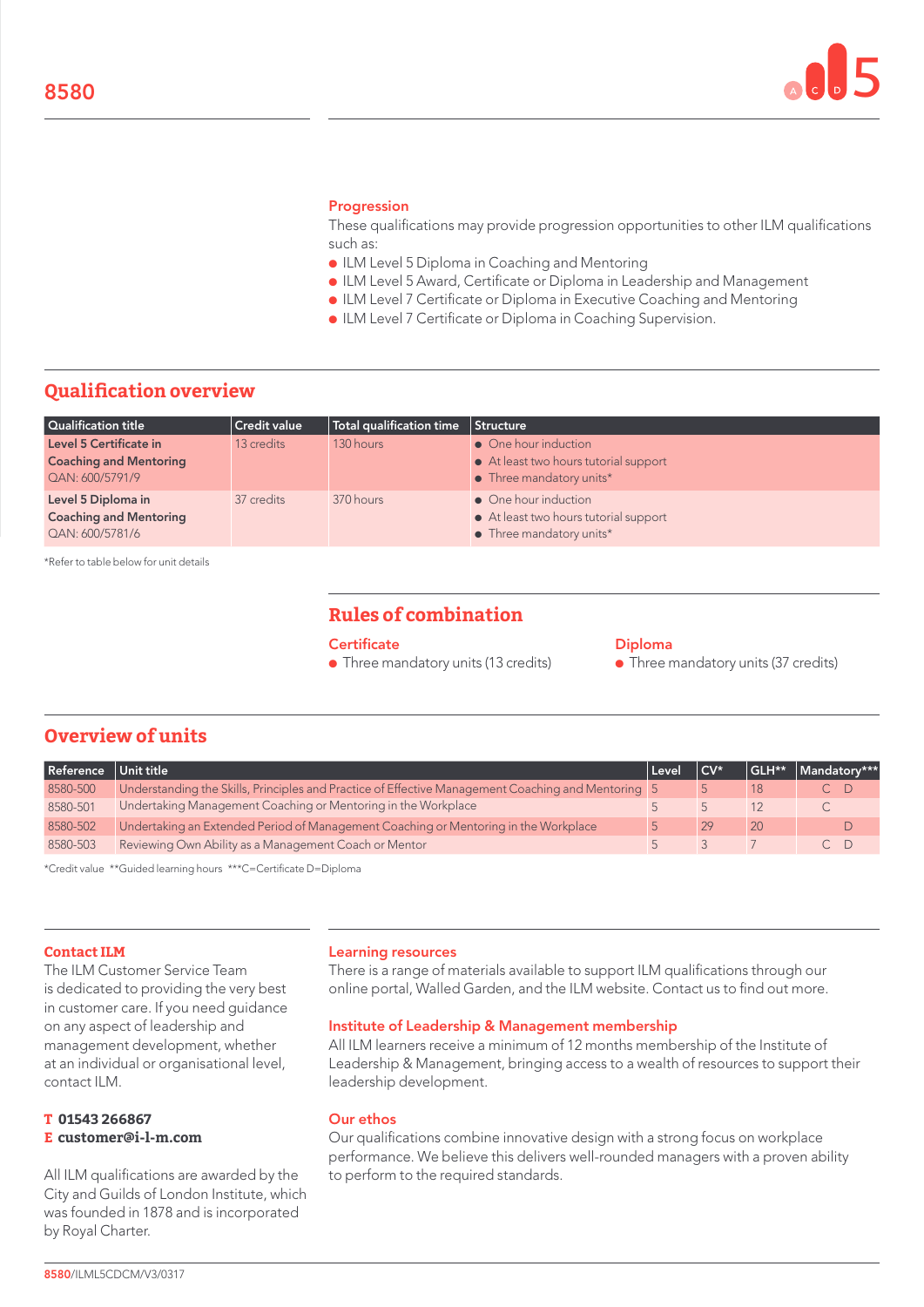### Progression

These qualifications may provide progression opportunities to other ILM qualifications such as:

- ILM Level 5 Diploma in Coaching and Mentoring
- ILM Level 5 Award, Certificate or Diploma in Leadership and Management
- ILM Level 7 Certificate or Diploma in Executive Coaching and Mentoring
- ILM Level 7 Certificate or Diploma in Coaching Supervision.

## Qualification overview

| Qualification title | Credit value | Total qualification time | Structure |
|---|---|---|---|
| **Level 5 Certificate in Coaching and Mentoring** QAN: 600/5791/9 | 13 credits | 130 hours | • One hour induction<br>• At least two hours tutorial support<br>• Three mandatory units* |
| **Level 5 Diploma in Coaching and Mentoring** QAN: 600/5781/6 | 37 credits | 370 hours | • One hour induction<br>• At least two hours tutorial support<br>• Three mandatory units* |

*Refer to table below for unit details

## Rules of combination

### Certificate

- Three mandatory units (13 credits)

### Diploma

- Three mandatory units (37 credits)

## Overview of units

| Reference | Unit title | Level | CV* | GLH** | Mandatory*** |
|---|---|---|---|---|---|
| 8580-500 | Understanding the Skills, Principles and Practice of Effective Management Coaching and Mentoring | 5 | 5 | 18 | C D |
| 8580-501 | Undertaking Management Coaching or Mentoring in the Workplace | 5 | 5 | 12 | C |
| 8580-502 | Undertaking an Extended Period of Management Coaching or Mentoring in the Workplace | 5 | 29 | 20 | D |
| 8580-503 | Reviewing Own Ability as a Management Coach or Mentor | 5 | 3 | 7 | C D |

*Credit value **Guided learning hours ***C=Certificate D=Diploma

### Contact ILM

The ILM Customer Service Team is dedicated to providing the very best in customer care. If you need guidance on any aspect of leadership and management development, whether at an individual or organisational level, contact ILM.

**T 01543 266867**
**E customer@i-l-m.com**

All ILM qualifications are awarded by the City and Guilds of London Institute, which was founded in 1878 and is incorporated by Royal Charter.

### Learning resources

There is a range of materials available to support ILM qualifications through our online portal, Walled Garden, and the ILM website. Contact us to find out more.

### Institute of Leadership & Management membership

All ILM learners receive a minimum of 12 months membership of the Institute of Leadership & Management, bringing access to a wealth of resources to support their leadership development.

### Our ethos

Our qualifications combine innovative design with a strong focus on workplace performance. We believe this delivers well-rounded managers with a proven ability to perform to the required standards.

8580/ILML5CDCM/V3/0317